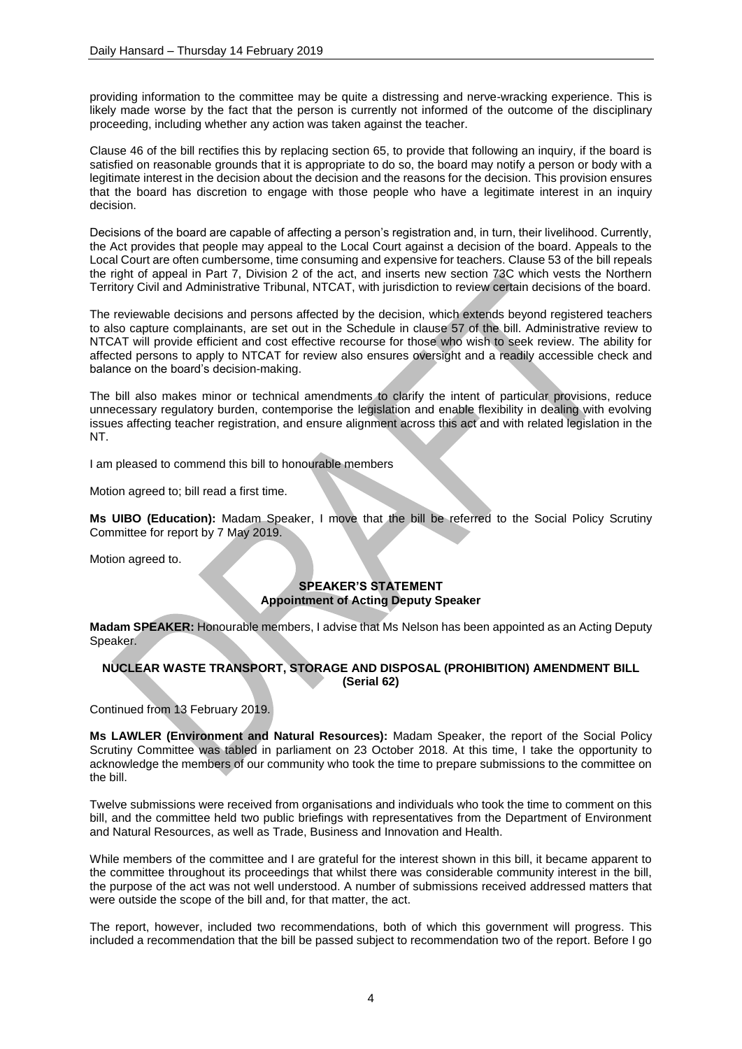providing information to the committee may be quite a distressing and nerve-wracking experience. This is likely made worse by the fact that the person is currently not informed of the outcome of the disciplinary proceeding, including whether any action was taken against the teacher.

Clause 46 of the bill rectifies this by replacing section 65, to provide that following an inquiry, if the board is satisfied on reasonable grounds that it is appropriate to do so, the board may notify a person or body with a legitimate interest in the decision about the decision and the reasons for the decision. This provision ensures that the board has discretion to engage with those people who have a legitimate interest in an inquiry decision.

Decisions of the board are capable of affecting a person's registration and, in turn, their livelihood. Currently, the Act provides that people may appeal to the Local Court against a decision of the board. Appeals to the Local Court are often cumbersome, time consuming and expensive for teachers. Clause 53 of the bill repeals the right of appeal in Part 7, Division 2 of the act, and inserts new section 73C which vests the Northern Territory Civil and Administrative Tribunal, NTCAT, with jurisdiction to review certain decisions of the board.

The reviewable decisions and persons affected by the decision, which extends beyond registered teachers to also capture complainants, are set out in the Schedule in clause 57 of the bill. Administrative review to NTCAT will provide efficient and cost effective recourse for those who wish to seek review. The ability for affected persons to apply to NTCAT for review also ensures oversight and a readily accessible check and balance on the board's decision-making.

The bill also makes minor or technical amendments to clarify the intent of particular provisions, reduce unnecessary regulatory burden, contemporise the legislation and enable flexibility in dealing with evolving issues affecting teacher registration, and ensure alignment across this act and with related legislation in the NT.

I am pleased to commend this bill to honourable members

Motion agreed to; bill read a first time.

**Ms UIBO (Education):** Madam Speaker, I move that the bill be referred to the Social Policy Scrutiny Committee for report by 7 May 2019.

Motion agreed to.

## SPEAKER'S STATEMENT
### Appointment of Acting Deputy Speaker

**Madam SPEAKER:** Honourable members, I advise that Ms Nelson has been appointed as an Acting Deputy Speaker.

## NUCLEAR WASTE TRANSPORT, STORAGE AND DISPOSAL (PROHIBITION) AMENDMENT BILL (Serial 62)

Continued from 13 February 2019.

**Ms LAWLER (Environment and Natural Resources):** Madam Speaker, the report of the Social Policy Scrutiny Committee was tabled in parliament on 23 October 2018. At this time, I take the opportunity to acknowledge the members of our community who took the time to prepare submissions to the committee on the bill.

Twelve submissions were received from organisations and individuals who took the time to comment on this bill, and the committee held two public briefings with representatives from the Department of Environment and Natural Resources, as well as Trade, Business and Innovation and Health.

While members of the committee and I are grateful for the interest shown in this bill, it became apparent to the committee throughout its proceedings that whilst there was considerable community interest in the bill, the purpose of the act was not well understood. A number of submissions received addressed matters that were outside the scope of the bill and, for that matter, the act.

The report, however, included two recommendations, both of which this government will progress. This included a recommendation that the bill be passed subject to recommendation two of the report. Before I go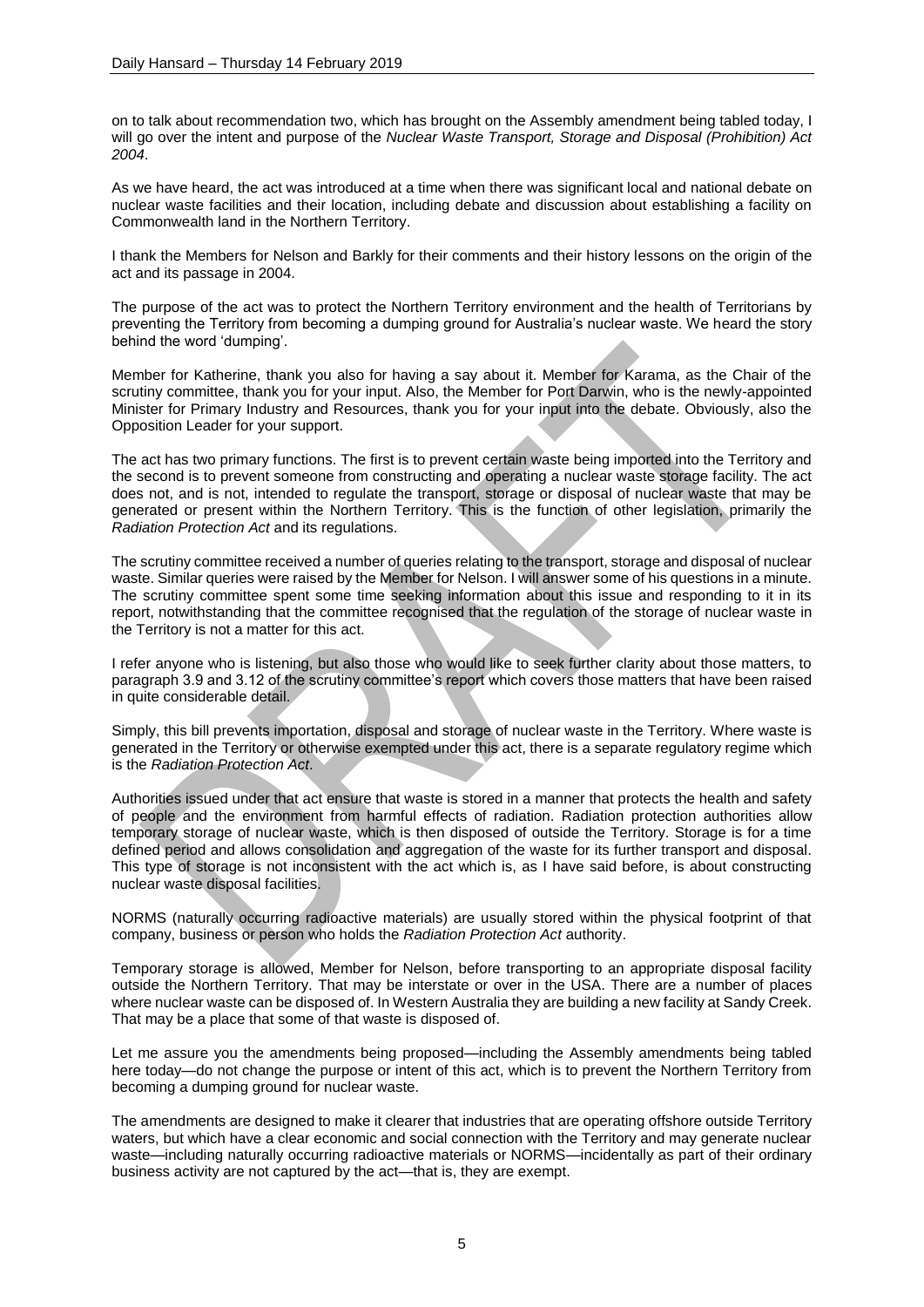on to talk about recommendation two, which has brought on the Assembly amendment being tabled today, I will go over the intent and purpose of the *Nuclear Waste Transport, Storage and Disposal (Prohibition) Act 2004*.

As we have heard, the act was introduced at a time when there was significant local and national debate on nuclear waste facilities and their location, including debate and discussion about establishing a facility on Commonwealth land in the Northern Territory.

I thank the Members for Nelson and Barkly for their comments and their history lessons on the origin of the act and its passage in 2004.

The purpose of the act was to protect the Northern Territory environment and the health of Territorians by preventing the Territory from becoming a dumping ground for Australia's nuclear waste. We heard the story behind the word 'dumping'.

Member for Katherine, thank you also for having a say about it. Member for Karama, as the Chair of the scrutiny committee, thank you for your input. Also, the Member for Port Darwin, who is the newly-appointed Minister for Primary Industry and Resources, thank you for your input into the debate. Obviously, also the Opposition Leader for your support.

The act has two primary functions. The first is to prevent certain waste being imported into the Territory and the second is to prevent someone from constructing and operating a nuclear waste storage facility. The act does not, and is not, intended to regulate the transport, storage or disposal of nuclear waste that may be generated or present within the Northern Territory. This is the function of other legislation, primarily the *Radiation Protection Act* and its regulations.

The scrutiny committee received a number of queries relating to the transport, storage and disposal of nuclear waste. Similar queries were raised by the Member for Nelson. I will answer some of his questions in a minute. The scrutiny committee spent some time seeking information about this issue and responding to it in its report, notwithstanding that the committee recognised that the regulation of the storage of nuclear waste in the Territory is not a matter for this act.

I refer anyone who is listening, but also those who would like to seek further clarity about those matters, to paragraph 3.9 and 3.12 of the scrutiny committee's report which covers those matters that have been raised in quite considerable detail.

Simply, this bill prevents importation, disposal and storage of nuclear waste in the Territory. Where waste is generated in the Territory or otherwise exempted under this act, there is a separate regulatory regime which is the *Radiation Protection Act*.

Authorities issued under that act ensure that waste is stored in a manner that protects the health and safety of people and the environment from harmful effects of radiation. Radiation protection authorities allow temporary storage of nuclear waste, which is then disposed of outside the Territory. Storage is for a time defined period and allows consolidation and aggregation of the waste for its further transport and disposal. This type of storage is not inconsistent with the act which is, as I have said before, is about constructing nuclear waste disposal facilities.

NORMS (naturally occurring radioactive materials) are usually stored within the physical footprint of that company, business or person who holds the *Radiation Protection Act* authority.

Temporary storage is allowed, Member for Nelson, before transporting to an appropriate disposal facility outside the Northern Territory. That may be interstate or over in the USA. There are a number of places where nuclear waste can be disposed of. In Western Australia they are building a new facility at Sandy Creek. That may be a place that some of that waste is disposed of.

Let me assure you the amendments being proposed—including the Assembly amendments being tabled here today—do not change the purpose or intent of this act, which is to prevent the Northern Territory from becoming a dumping ground for nuclear waste.

The amendments are designed to make it clearer that industries that are operating offshore outside Territory waters, but which have a clear economic and social connection with the Territory and may generate nuclear waste—including naturally occurring radioactive materials or NORMS—incidentally as part of their ordinary business activity are not captured by the act—that is, they are exempt.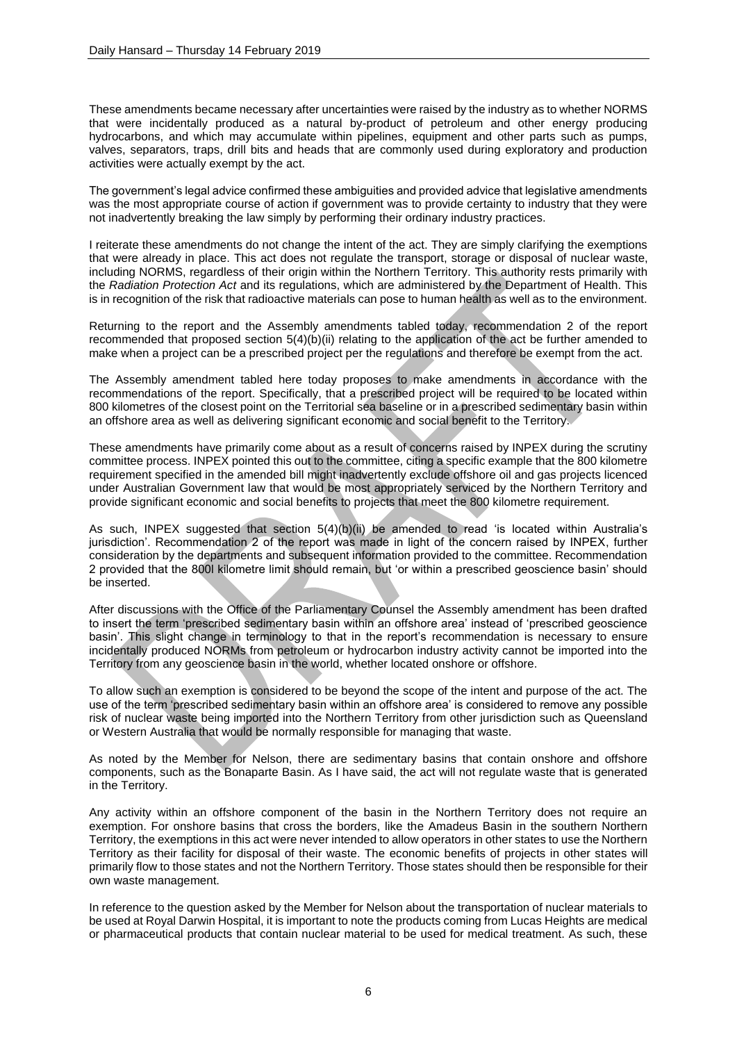These amendments became necessary after uncertainties were raised by the industry as to whether NORMS that were incidentally produced as a natural by-product of petroleum and other energy producing hydrocarbons, and which may accumulate within pipelines, equipment and other parts such as pumps, valves, separators, traps, drill bits and heads that are commonly used during exploratory and production activities were actually exempt by the act.

The government's legal advice confirmed these ambiguities and provided advice that legislative amendments was the most appropriate course of action if government was to provide certainty to industry that they were not inadvertently breaking the law simply by performing their ordinary industry practices.

I reiterate these amendments do not change the intent of the act. They are simply clarifying the exemptions that were already in place. This act does not regulate the transport, storage or disposal of nuclear waste, including NORMS, regardless of their origin within the Northern Territory. This authority rests primarily with the *Radiation Protection Act* and its regulations, which are administered by the Department of Health. This is in recognition of the risk that radioactive materials can pose to human health as well as to the environment.

Returning to the report and the Assembly amendments tabled today, recommendation 2 of the report recommended that proposed section 5(4)(b)(ii) relating to the application of the act be further amended to make when a project can be a prescribed project per the regulations and therefore be exempt from the act.

The Assembly amendment tabled here today proposes to make amendments in accordance with the recommendations of the report. Specifically, that a prescribed project will be required to be located within 800 kilometres of the closest point on the Territorial sea baseline or in a prescribed sedimentary basin within an offshore area as well as delivering significant economic and social benefit to the Territory.

These amendments have primarily come about as a result of concerns raised by INPEX during the scrutiny committee process. INPEX pointed this out to the committee, citing a specific example that the 800 kilometre requirement specified in the amended bill might inadvertently exclude offshore oil and gas projects licenced under Australian Government law that would be most appropriately serviced by the Northern Territory and provide significant economic and social benefits to projects that meet the 800 kilometre requirement.

As such, INPEX suggested that section 5(4)(b)(ii) be amended to read 'is located within Australia's jurisdiction'. Recommendation 2 of the report was made in light of the concern raised by INPEX, further consideration by the departments and subsequent information provided to the committee. Recommendation 2 provided that the 800l kilometre limit should remain, but 'or within a prescribed geoscience basin' should be inserted.

After discussions with the Office of the Parliamentary Counsel the Assembly amendment has been drafted to insert the term 'prescribed sedimentary basin within an offshore area' instead of 'prescribed geoscience basin'. This slight change in terminology to that in the report's recommendation is necessary to ensure incidentally produced NORMs from petroleum or hydrocarbon industry activity cannot be imported into the Territory from any geoscience basin in the world, whether located onshore or offshore.

To allow such an exemption is considered to be beyond the scope of the intent and purpose of the act. The use of the term 'prescribed sedimentary basin within an offshore area' is considered to remove any possible risk of nuclear waste being imported into the Northern Territory from other jurisdiction such as Queensland or Western Australia that would be normally responsible for managing that waste.

As noted by the Member for Nelson, there are sedimentary basins that contain onshore and offshore components, such as the Bonaparte Basin. As I have said, the act will not regulate waste that is generated in the Territory.

Any activity within an offshore component of the basin in the Northern Territory does not require an exemption. For onshore basins that cross the borders, like the Amadeus Basin in the southern Northern Territory, the exemptions in this act were never intended to allow operators in other states to use the Northern Territory as their facility for disposal of their waste. The economic benefits of projects in other states will primarily flow to those states and not the Northern Territory. Those states should then be responsible for their own waste management.

In reference to the question asked by the Member for Nelson about the transportation of nuclear materials to be used at Royal Darwin Hospital, it is important to note the products coming from Lucas Heights are medical or pharmaceutical products that contain nuclear material to be used for medical treatment. As such, these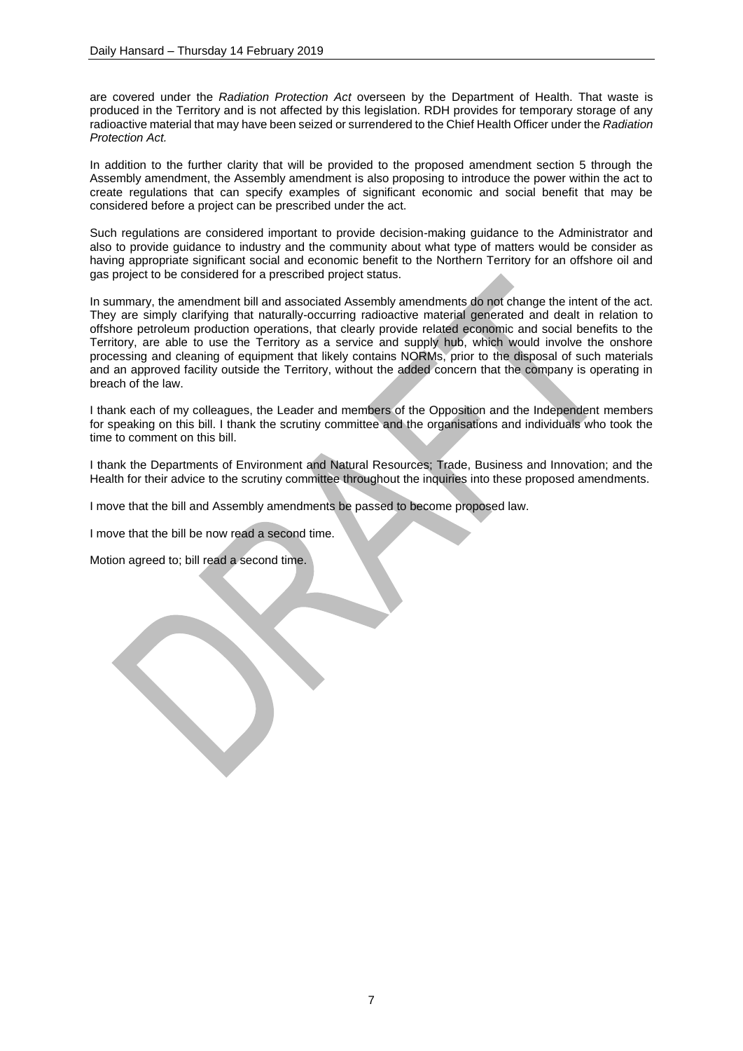are covered under the *Radiation Protection Act* overseen by the Department of Health. That waste is produced in the Territory and is not affected by this legislation. RDH provides for temporary storage of any radioactive material that may have been seized or surrendered to the Chief Health Officer under the *Radiation Protection Act.*

In addition to the further clarity that will be provided to the proposed amendment section 5 through the Assembly amendment, the Assembly amendment is also proposing to introduce the power within the act to create regulations that can specify examples of significant economic and social benefit that may be considered before a project can be prescribed under the act.

Such regulations are considered important to provide decision-making guidance to the Administrator and also to provide guidance to industry and the community about what type of matters would be consider as having appropriate significant social and economic benefit to the Northern Territory for an offshore oil and gas project to be considered for a prescribed project status.

In summary, the amendment bill and associated Assembly amendments do not change the intent of the act. They are simply clarifying that naturally-occurring radioactive material generated and dealt in relation to offshore petroleum production operations, that clearly provide related economic and social benefits to the Territory, are able to use the Territory as a service and supply hub, which would involve the onshore processing and cleaning of equipment that likely contains NORMs, prior to the disposal of such materials and an approved facility outside the Territory, without the added concern that the company is operating in breach of the law.

I thank each of my colleagues, the Leader and members of the Opposition and the Independent members for speaking on this bill. I thank the scrutiny committee and the organisations and individuals who took the time to comment on this bill.

I thank the Departments of Environment and Natural Resources; Trade, Business and Innovation; and the Health for their advice to the scrutiny committee throughout the inquiries into these proposed amendments.

I move that the bill and Assembly amendments be passed to become proposed law.

I move that the bill be now read a second time.

Motion agreed to; bill read a second time.